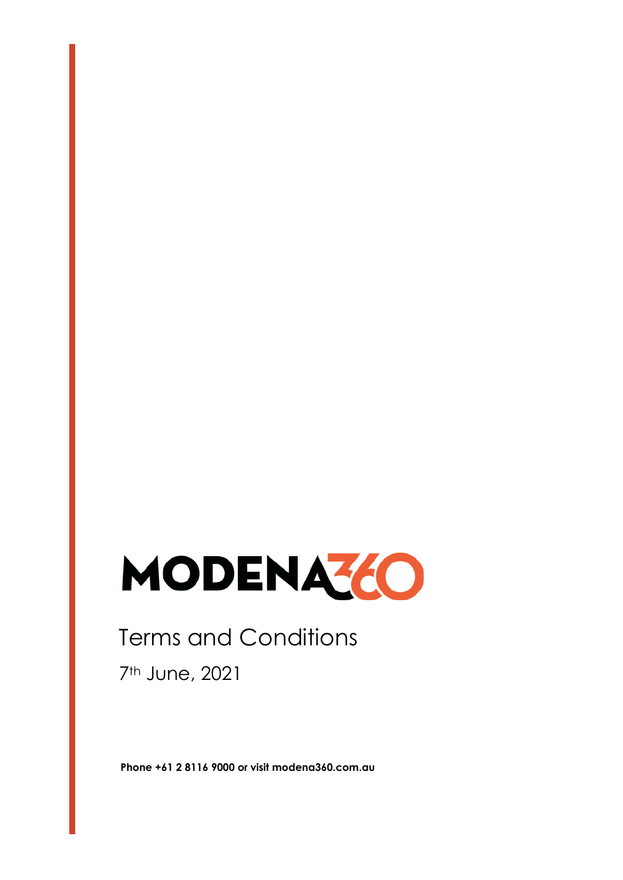# MODENA360

## Terms and Conditions

7th June, 2021

**Phone +61 2 8116 9000 or visit modena360.com.au**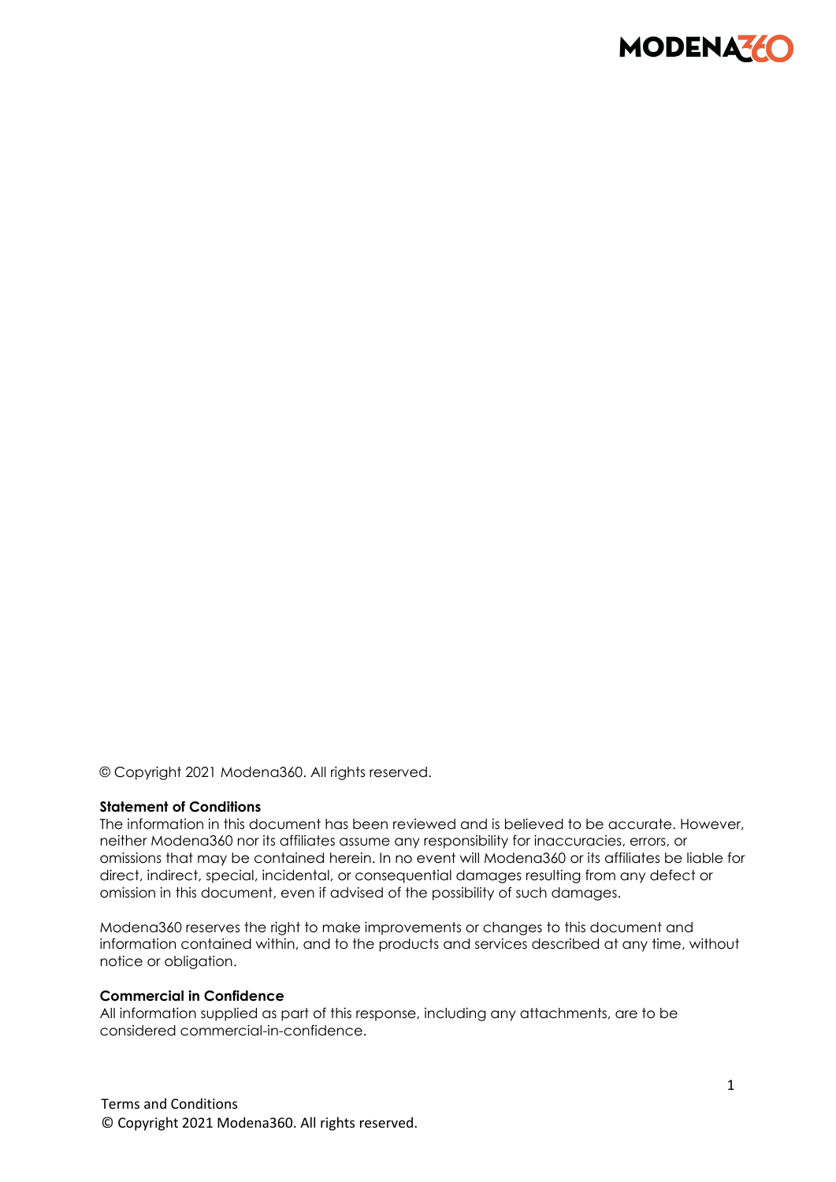© Copyright 2021 Modena360. All rights reserved.

**Statement of Conditions**

The information in this document has been reviewed and is believed to be accurate. However, neither Modena360 nor its affiliates assume any responsibility for inaccuracies, errors, or omissions that may be contained herein. In no event will Modena360 or its affiliates be liable for direct, indirect, special, incidental, or consequential damages resulting from any defect or omission in this document, even if advised of the possibility of such damages.

Modena360 reserves the right to make improvements or changes to this document and information contained within, and to the products and services described at any time, without notice or obligation.

**Commercial in Confidence**

All information supplied as part of this response, including any attachments, are to be considered commercial-in-confidence.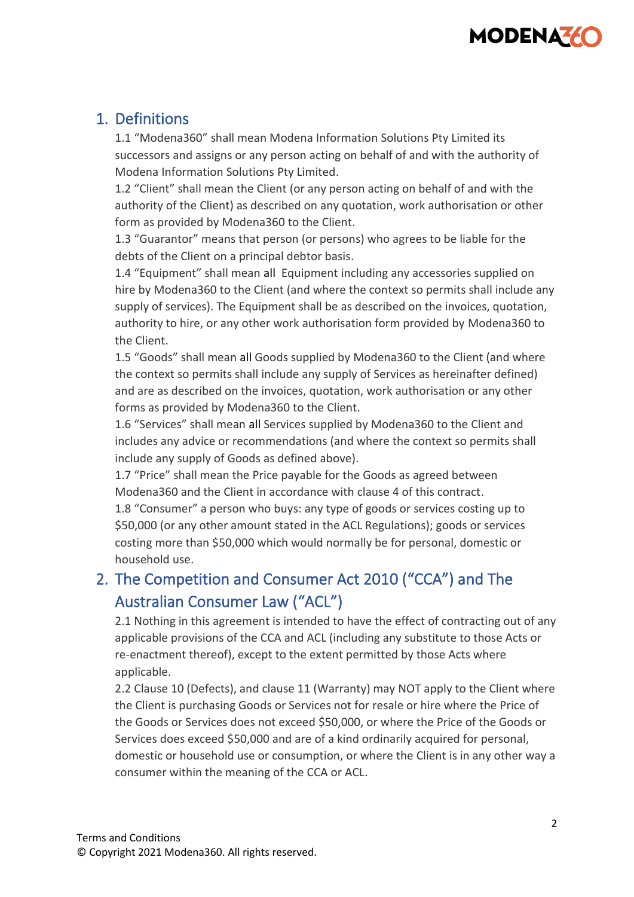## 1. Definitions

1.1 "Modena360" shall mean Modena Information Solutions Pty Limited its successors and assigns or any person acting on behalf of and with the authority of Modena Information Solutions Pty Limited.

1.2 "Client" shall mean the Client (or any person acting on behalf of and with the authority of the Client) as described on any quotation, work authorisation or other form as provided by Modena360 to the Client.

1.3 "Guarantor" means that person (or persons) who agrees to be liable for the debts of the Client on a principal debtor basis.

1.4 "Equipment" shall mean all Equipment including any accessories supplied on hire by Modena360 to the Client (and where the context so permits shall include any supply of services). The Equipment shall be as described on the invoices, quotation, authority to hire, or any other work authorisation form provided by Modena360 to the Client.

1.5 "Goods" shall mean all Goods supplied by Modena360 to the Client (and where the context so permits shall include any supply of Services as hereinafter defined) and are as described on the invoices, quotation, work authorisation or any other forms as provided by Modena360 to the Client.

1.6 "Services" shall mean all Services supplied by Modena360 to the Client and includes any advice or recommendations (and where the context so permits shall include any supply of Goods as defined above).

1.7 "Price" shall mean the Price payable for the Goods as agreed between Modena360 and the Client in accordance with clause 4 of this contract.

1.8 "Consumer" a person who buys: any type of goods or services costing up to $50,000 (or any other amount stated in the ACL Regulations); goods or services costing more than $50,000 which would normally be for personal, domestic or household use.

## 2. The Competition and Consumer Act 2010 ("CCA") and The Australian Consumer Law ("ACL")

2.1 Nothing in this agreement is intended to have the effect of contracting out of any applicable provisions of the CCA and ACL (including any substitute to those Acts or re-enactment thereof), except to the extent permitted by those Acts where applicable.

2.2 Clause 10 (Defects), and clause 11 (Warranty) may NOT apply to the Client where the Client is purchasing Goods or Services not for resale or hire where the Price of the Goods or Services does not exceed $50,000, or where the Price of the Goods or Services does exceed $50,000 and are of a kind ordinarily acquired for personal, domestic or household use or consumption, or where the Client is in any other way a consumer within the meaning of the CCA or ACL.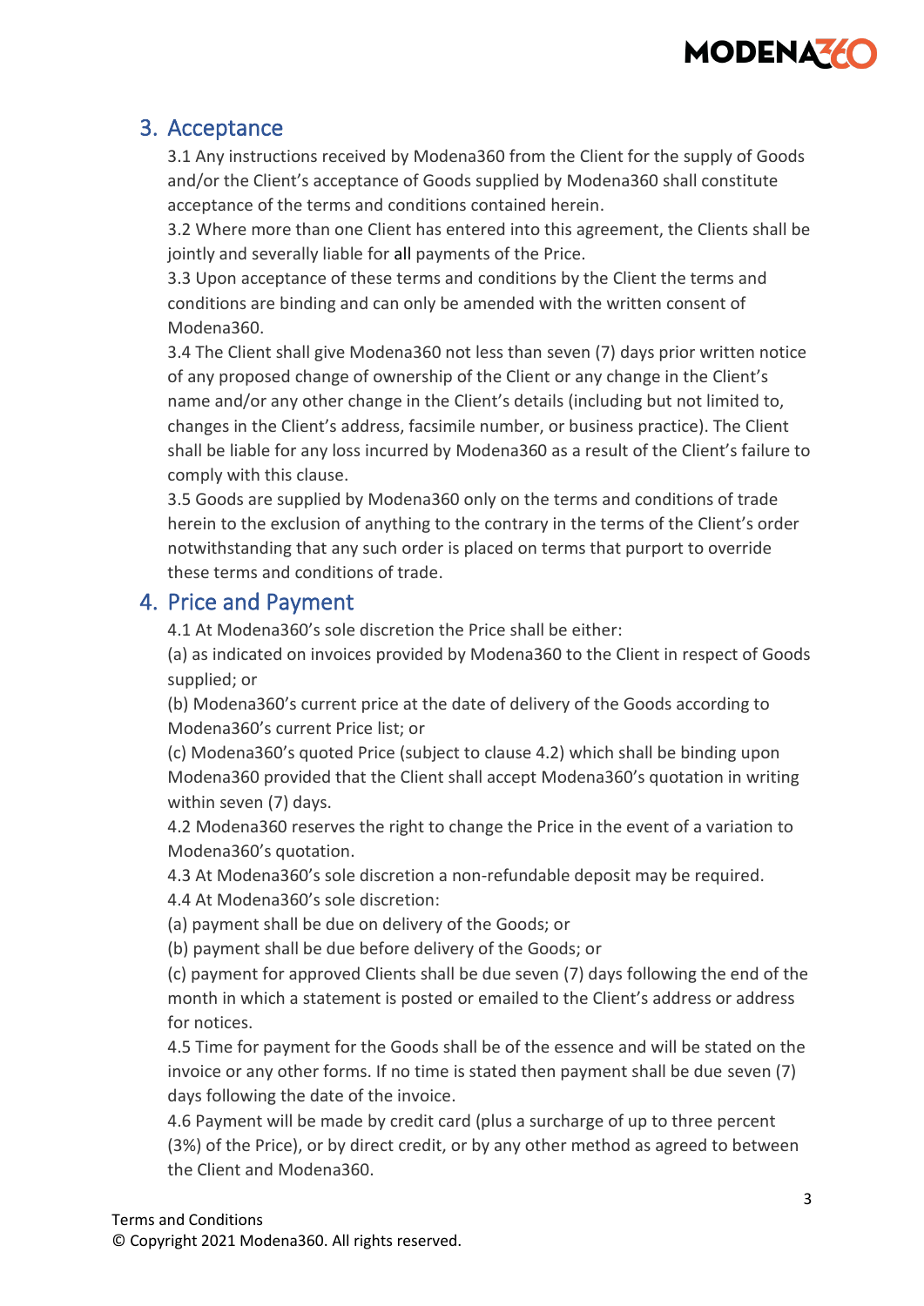## 3. Acceptance

3.1 Any instructions received by Modena360 from the Client for the supply of Goods and/or the Client's acceptance of Goods supplied by Modena360 shall constitute acceptance of the terms and conditions contained herein.

3.2 Where more than one Client has entered into this agreement, the Clients shall be jointly and severally liable for all payments of the Price.

3.3 Upon acceptance of these terms and conditions by the Client the terms and conditions are binding and can only be amended with the written consent of Modena360.

3.4 The Client shall give Modena360 not less than seven (7) days prior written notice of any proposed change of ownership of the Client or any change in the Client's name and/or any other change in the Client's details (including but not limited to, changes in the Client's address, facsimile number, or business practice). The Client shall be liable for any loss incurred by Modena360 as a result of the Client's failure to comply with this clause.

3.5 Goods are supplied by Modena360 only on the terms and conditions of trade herein to the exclusion of anything to the contrary in the terms of the Client's order notwithstanding that any such order is placed on terms that purport to override these terms and conditions of trade.

## 4. Price and Payment

4.1 At Modena360's sole discretion the Price shall be either:

(a) as indicated on invoices provided by Modena360 to the Client in respect of Goods supplied; or

(b) Modena360's current price at the date of delivery of the Goods according to Modena360's current Price list; or

(c) Modena360's quoted Price (subject to clause 4.2) which shall be binding upon Modena360 provided that the Client shall accept Modena360's quotation in writing within seven (7) days.

4.2 Modena360 reserves the right to change the Price in the event of a variation to Modena360's quotation.

4.3 At Modena360's sole discretion a non-refundable deposit may be required.

4.4 At Modena360's sole discretion:

(a) payment shall be due on delivery of the Goods; or

(b) payment shall be due before delivery of the Goods; or

(c) payment for approved Clients shall be due seven (7) days following the end of the month in which a statement is posted or emailed to the Client's address or address for notices.

4.5 Time for payment for the Goods shall be of the essence and will be stated on the invoice or any other forms. If no time is stated then payment shall be due seven (7) days following the date of the invoice.

4.6 Payment will be made by credit card (plus a surcharge of up to three percent (3%) of the Price), or by direct credit, or by any other method as agreed to between the Client and Modena360.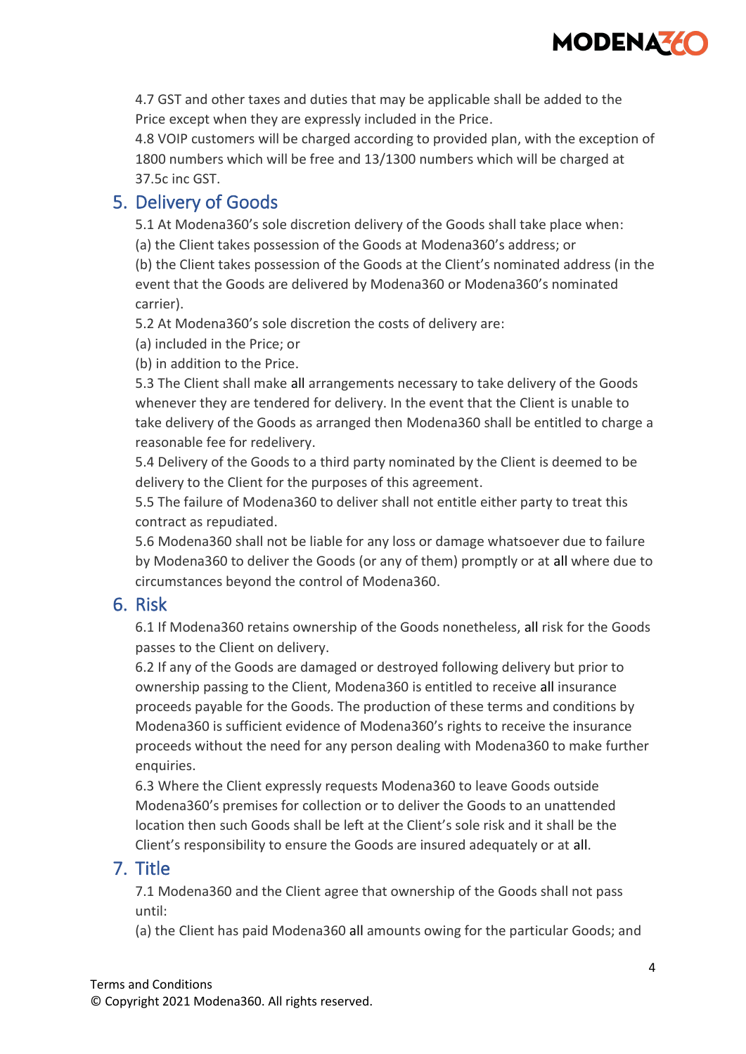4.7 GST and other taxes and duties that may be applicable shall be added to the Price except when they are expressly included in the Price.

4.8 VOIP customers will be charged according to provided plan, with the exception of 1800 numbers which will be free and 13/1300 numbers which will be charged at 37.5c inc GST.

## 5. Delivery of Goods

5.1 At Modena360's sole discretion delivery of the Goods shall take place when:

(a) the Client takes possession of the Goods at Modena360's address; or

(b) the Client takes possession of the Goods at the Client's nominated address (in the event that the Goods are delivered by Modena360 or Modena360's nominated carrier).

5.2 At Modena360's sole discretion the costs of delivery are:

(a) included in the Price; or

(b) in addition to the Price.

5.3 The Client shall make all arrangements necessary to take delivery of the Goods whenever they are tendered for delivery. In the event that the Client is unable to take delivery of the Goods as arranged then Modena360 shall be entitled to charge a reasonable fee for redelivery.

5.4 Delivery of the Goods to a third party nominated by the Client is deemed to be delivery to the Client for the purposes of this agreement.

5.5 The failure of Modena360 to deliver shall not entitle either party to treat this contract as repudiated.

5.6 Modena360 shall not be liable for any loss or damage whatsoever due to failure by Modena360 to deliver the Goods (or any of them) promptly or at all where due to circumstances beyond the control of Modena360.

## 6. Risk

6.1 If Modena360 retains ownership of the Goods nonetheless, all risk for the Goods passes to the Client on delivery.

6.2 If any of the Goods are damaged or destroyed following delivery but prior to ownership passing to the Client, Modena360 is entitled to receive all insurance proceeds payable for the Goods. The production of these terms and conditions by Modena360 is sufficient evidence of Modena360's rights to receive the insurance proceeds without the need for any person dealing with Modena360 to make further enquiries.

6.3 Where the Client expressly requests Modena360 to leave Goods outside Modena360's premises for collection or to deliver the Goods to an unattended location then such Goods shall be left at the Client's sole risk and it shall be the Client's responsibility to ensure the Goods are insured adequately or at all.

## 7. Title

7.1 Modena360 and the Client agree that ownership of the Goods shall not pass until:

(a) the Client has paid Modena360 all amounts owing for the particular Goods; and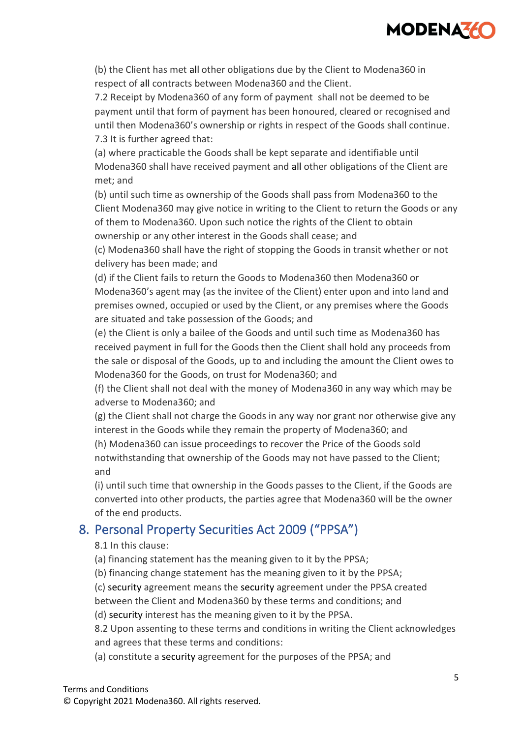(b) the Client has met all other obligations due by the Client to Modena360 in respect of all contracts between Modena360 and the Client.

7.2 Receipt by Modena360 of any form of payment shall not be deemed to be payment until that form of payment has been honoured, cleared or recognised and until then Modena360's ownership or rights in respect of the Goods shall continue.

7.3 It is further agreed that:

(a) where practicable the Goods shall be kept separate and identifiable until Modena360 shall have received payment and all other obligations of the Client are met; and

(b) until such time as ownership of the Goods shall pass from Modena360 to the Client Modena360 may give notice in writing to the Client to return the Goods or any of them to Modena360. Upon such notice the rights of the Client to obtain ownership or any other interest in the Goods shall cease; and

(c) Modena360 shall have the right of stopping the Goods in transit whether or not delivery has been made; and

(d) if the Client fails to return the Goods to Modena360 then Modena360 or Modena360's agent may (as the invitee of the Client) enter upon and into land and premises owned, occupied or used by the Client, or any premises where the Goods are situated and take possession of the Goods; and

(e) the Client is only a bailee of the Goods and until such time as Modena360 has received payment in full for the Goods then the Client shall hold any proceeds from the sale or disposal of the Goods, up to and including the amount the Client owes to Modena360 for the Goods, on trust for Modena360; and

(f) the Client shall not deal with the money of Modena360 in any way which may be adverse to Modena360; and

(g) the Client shall not charge the Goods in any way nor grant nor otherwise give any interest in the Goods while they remain the property of Modena360; and

(h) Modena360 can issue proceedings to recover the Price of the Goods sold notwithstanding that ownership of the Goods may not have passed to the Client; and

(i) until such time that ownership in the Goods passes to the Client, if the Goods are converted into other products, the parties agree that Modena360 will be the owner of the end products.

## 8. Personal Property Securities Act 2009 ("PPSA")

8.1 In this clause:

(a) financing statement has the meaning given to it by the PPSA;

(b) financing change statement has the meaning given to it by the PPSA;

(c) security agreement means the security agreement under the PPSA created between the Client and Modena360 by these terms and conditions; and

(d) security interest has the meaning given to it by the PPSA.

8.2 Upon assenting to these terms and conditions in writing the Client acknowledges and agrees that these terms and conditions:

(a) constitute a security agreement for the purposes of the PPSA; and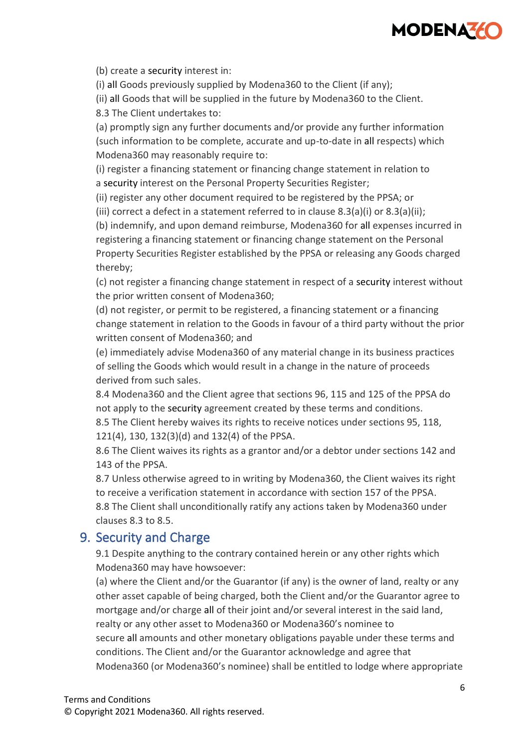(b) create a security interest in:

(i) all Goods previously supplied by Modena360 to the Client (if any);

(ii) all Goods that will be supplied in the future by Modena360 to the Client.

8.3 The Client undertakes to:

(a) promptly sign any further documents and/or provide any further information (such information to be complete, accurate and up-to-date in all respects) which Modena360 may reasonably require to:

(i) register a financing statement or financing change statement in relation to a security interest on the Personal Property Securities Register;

(ii) register any other document required to be registered by the PPSA; or

(iii) correct a defect in a statement referred to in clause 8.3(a)(i) or 8.3(a)(ii);

(b) indemnify, and upon demand reimburse, Modena360 for all expenses incurred in registering a financing statement or financing change statement on the Personal Property Securities Register established by the PPSA or releasing any Goods charged thereby;

(c) not register a financing change statement in respect of a security interest without the prior written consent of Modena360;

(d) not register, or permit to be registered, a financing statement or a financing change statement in relation to the Goods in favour of a third party without the prior written consent of Modena360; and

(e) immediately advise Modena360 of any material change in its business practices of selling the Goods which would result in a change in the nature of proceeds derived from such sales.

8.4 Modena360 and the Client agree that sections 96, 115 and 125 of the PPSA do not apply to the security agreement created by these terms and conditions.

8.5 The Client hereby waives its rights to receive notices under sections 95, 118, 121(4), 130, 132(3)(d) and 132(4) of the PPSA.

8.6 The Client waives its rights as a grantor and/or a debtor under sections 142 and 143 of the PPSA.

8.7 Unless otherwise agreed to in writing by Modena360, the Client waives its right to receive a verification statement in accordance with section 157 of the PPSA.

8.8 The Client shall unconditionally ratify any actions taken by Modena360 under clauses 8.3 to 8.5.

## 9. Security and Charge

9.1 Despite anything to the contrary contained herein or any other rights which Modena360 may have howsoever:

(a) where the Client and/or the Guarantor (if any) is the owner of land, realty or any other asset capable of being charged, both the Client and/or the Guarantor agree to mortgage and/or charge all of their joint and/or several interest in the said land, realty or any other asset to Modena360 or Modena360's nominee to secure all amounts and other monetary obligations payable under these terms and conditions. The Client and/or the Guarantor acknowledge and agree that Modena360 (or Modena360's nominee) shall be entitled to lodge where appropriate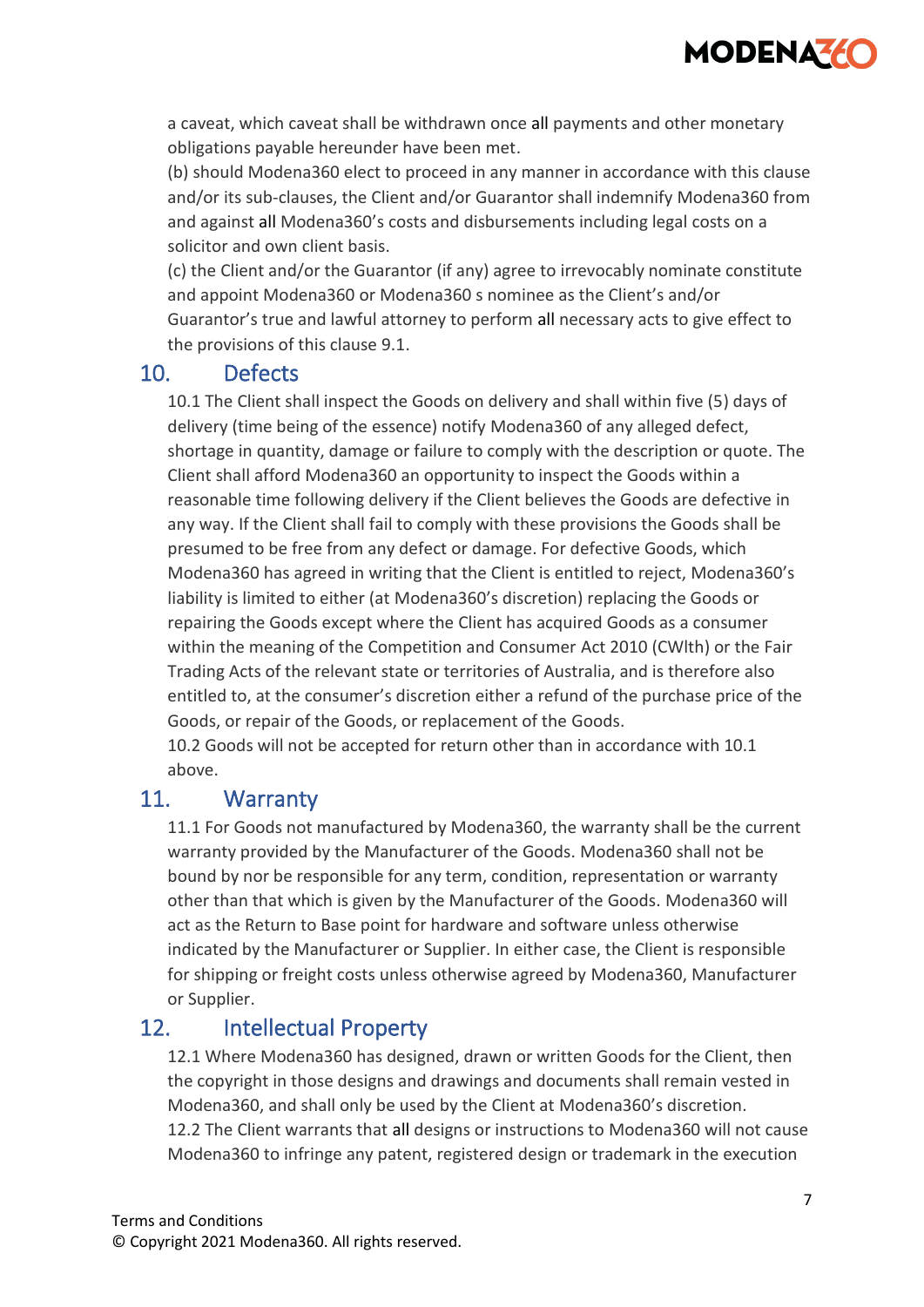a caveat, which caveat shall be withdrawn once all payments and other monetary obligations payable hereunder have been met.

(b) should Modena360 elect to proceed in any manner in accordance with this clause and/or its sub-clauses, the Client and/or Guarantor shall indemnify Modena360 from and against all Modena360's costs and disbursements including legal costs on a solicitor and own client basis.

(c) the Client and/or the Guarantor (if any) agree to irrevocably nominate constitute and appoint Modena360 or Modena360 s nominee as the Client's and/or Guarantor's true and lawful attorney to perform all necessary acts to give effect to the provisions of this clause 9.1.

## 10. Defects

10.1 The Client shall inspect the Goods on delivery and shall within five (5) days of delivery (time being of the essence) notify Modena360 of any alleged defect, shortage in quantity, damage or failure to comply with the description or quote. The Client shall afford Modena360 an opportunity to inspect the Goods within a reasonable time following delivery if the Client believes the Goods are defective in any way. If the Client shall fail to comply with these provisions the Goods shall be presumed to be free from any defect or damage. For defective Goods, which Modena360 has agreed in writing that the Client is entitled to reject, Modena360's liability is limited to either (at Modena360's discretion) replacing the Goods or repairing the Goods except where the Client has acquired Goods as a consumer within the meaning of the Competition and Consumer Act 2010 (CWlth) or the Fair Trading Acts of the relevant state or territories of Australia, and is therefore also entitled to, at the consumer's discretion either a refund of the purchase price of the Goods, or repair of the Goods, or replacement of the Goods.

10.2 Goods will not be accepted for return other than in accordance with 10.1 above.

## 11. Warranty

11.1 For Goods not manufactured by Modena360, the warranty shall be the current warranty provided by the Manufacturer of the Goods. Modena360 shall not be bound by nor be responsible for any term, condition, representation or warranty other than that which is given by the Manufacturer of the Goods. Modena360 will act as the Return to Base point for hardware and software unless otherwise indicated by the Manufacturer or Supplier. In either case, the Client is responsible for shipping or freight costs unless otherwise agreed by Modena360, Manufacturer or Supplier.

## 12. Intellectual Property

12.1 Where Modena360 has designed, drawn or written Goods for the Client, then the copyright in those designs and drawings and documents shall remain vested in Modena360, and shall only be used by the Client at Modena360's discretion.

12.2 The Client warrants that all designs or instructions to Modena360 will not cause Modena360 to infringe any patent, registered design or trademark in the execution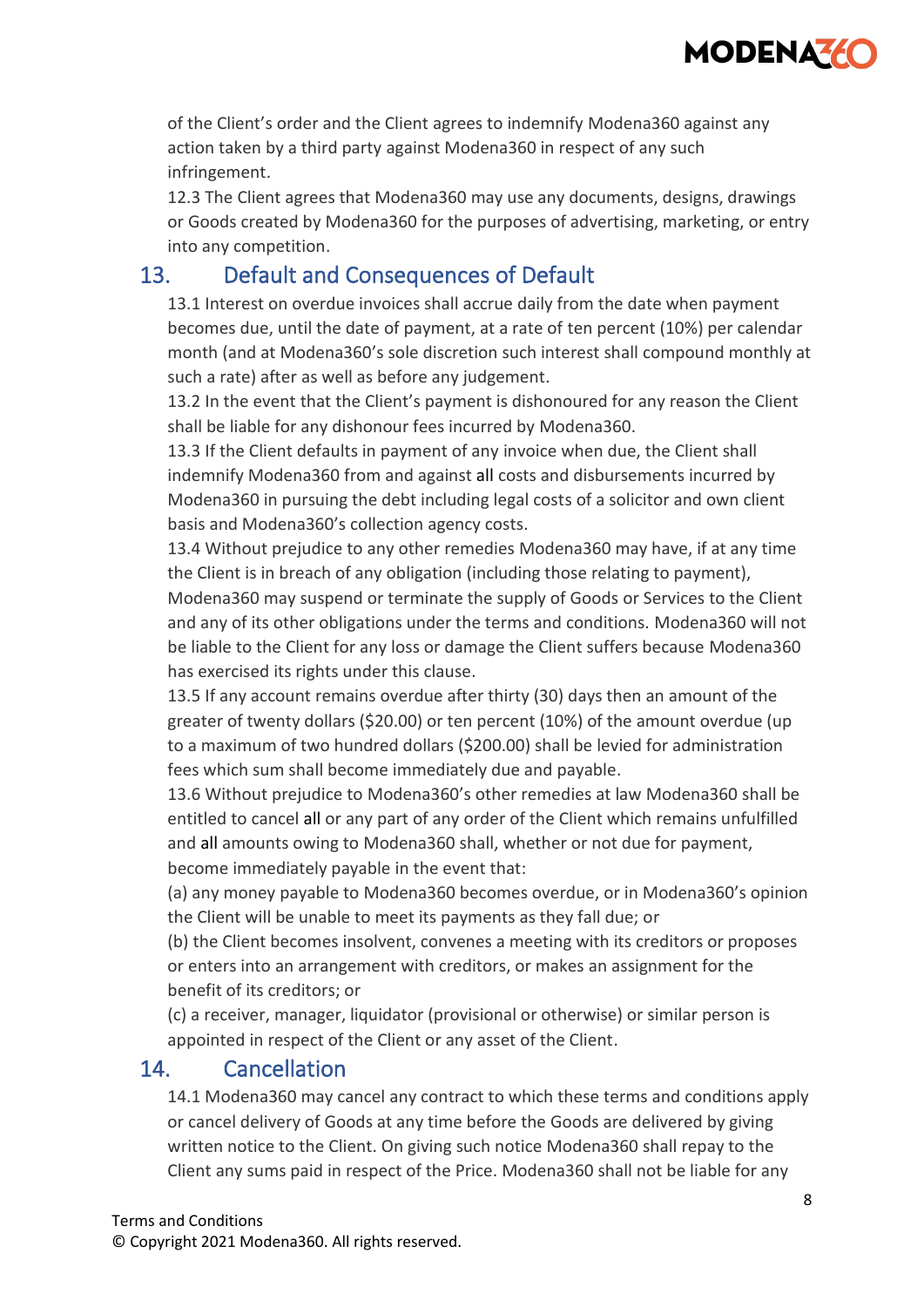of the Client's order and the Client agrees to indemnify Modena360 against any action taken by a third party against Modena360 in respect of any such infringement.

12.3 The Client agrees that Modena360 may use any documents, designs, drawings or Goods created by Modena360 for the purposes of advertising, marketing, or entry into any competition.

## 13. Default and Consequences of Default

13.1 Interest on overdue invoices shall accrue daily from the date when payment becomes due, until the date of payment, at a rate of ten percent (10%) per calendar month (and at Modena360's sole discretion such interest shall compound monthly at such a rate) after as well as before any judgement.

13.2 In the event that the Client's payment is dishonoured for any reason the Client shall be liable for any dishonour fees incurred by Modena360.

13.3 If the Client defaults in payment of any invoice when due, the Client shall indemnify Modena360 from and against all costs and disbursements incurred by Modena360 in pursuing the debt including legal costs of a solicitor and own client basis and Modena360's collection agency costs.

13.4 Without prejudice to any other remedies Modena360 may have, if at any time the Client is in breach of any obligation (including those relating to payment), Modena360 may suspend or terminate the supply of Goods or Services to the Client and any of its other obligations under the terms and conditions. Modena360 will not be liable to the Client for any loss or damage the Client suffers because Modena360 has exercised its rights under this clause.

13.5 If any account remains overdue after thirty (30) days then an amount of the greater of twenty dollars ($20.00) or ten percent (10%) of the amount overdue (up to a maximum of two hundred dollars ($200.00) shall be levied for administration fees which sum shall become immediately due and payable.

13.6 Without prejudice to Modena360's other remedies at law Modena360 shall be entitled to cancel all or any part of any order of the Client which remains unfulfilled and all amounts owing to Modena360 shall, whether or not due for payment, become immediately payable in the event that:

(a) any money payable to Modena360 becomes overdue, or in Modena360's opinion the Client will be unable to meet its payments as they fall due; or

(b) the Client becomes insolvent, convenes a meeting with its creditors or proposes or enters into an arrangement with creditors, or makes an assignment for the benefit of its creditors; or

(c) a receiver, manager, liquidator (provisional or otherwise) or similar person is appointed in respect of the Client or any asset of the Client.

## 14. Cancellation

14.1 Modena360 may cancel any contract to which these terms and conditions apply or cancel delivery of Goods at any time before the Goods are delivered by giving written notice to the Client. On giving such notice Modena360 shall repay to the Client any sums paid in respect of the Price. Modena360 shall not be liable for any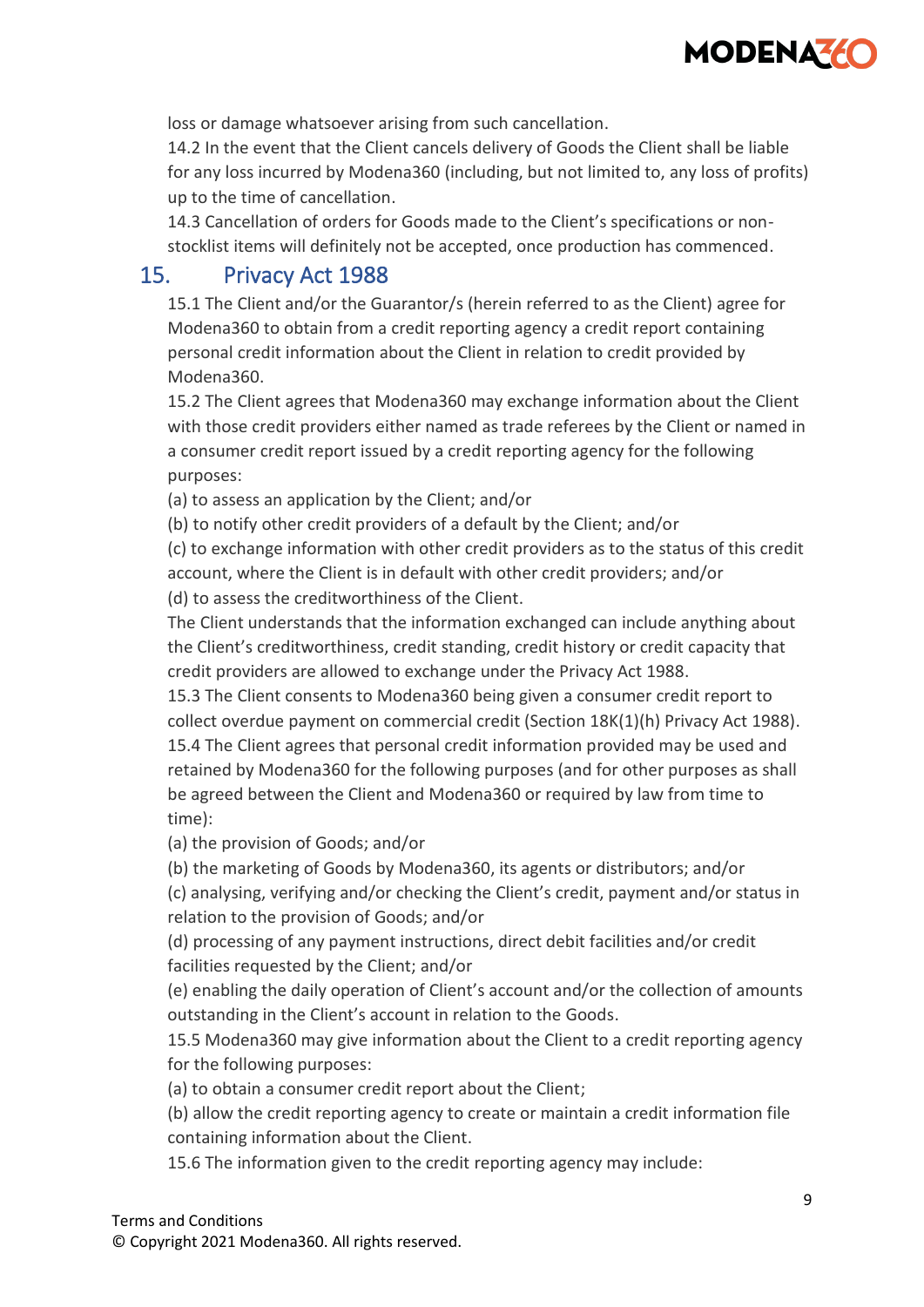loss or damage whatsoever arising from such cancellation.

14.2 In the event that the Client cancels delivery of Goods the Client shall be liable for any loss incurred by Modena360 (including, but not limited to, any loss of profits) up to the time of cancellation.

14.3 Cancellation of orders for Goods made to the Client's specifications or non-stocklist items will definitely not be accepted, once production has commenced.

## 15. Privacy Act 1988

15.1 The Client and/or the Guarantor/s (herein referred to as the Client) agree for Modena360 to obtain from a credit reporting agency a credit report containing personal credit information about the Client in relation to credit provided by Modena360.

15.2 The Client agrees that Modena360 may exchange information about the Client with those credit providers either named as trade referees by the Client or named in a consumer credit report issued by a credit reporting agency for the following purposes:

(a) to assess an application by the Client; and/or

(b) to notify other credit providers of a default by the Client; and/or

(c) to exchange information with other credit providers as to the status of this credit account, where the Client is in default with other credit providers; and/or

(d) to assess the creditworthiness of the Client.

The Client understands that the information exchanged can include anything about the Client's creditworthiness, credit standing, credit history or credit capacity that credit providers are allowed to exchange under the Privacy Act 1988.

15.3 The Client consents to Modena360 being given a consumer credit report to collect overdue payment on commercial credit (Section 18K(1)(h) Privacy Act 1988).

15.4 The Client agrees that personal credit information provided may be used and retained by Modena360 for the following purposes (and for other purposes as shall be agreed between the Client and Modena360 or required by law from time to time):

(a) the provision of Goods; and/or

(b) the marketing of Goods by Modena360, its agents or distributors; and/or

(c) analysing, verifying and/or checking the Client's credit, payment and/or status in relation to the provision of Goods; and/or

(d) processing of any payment instructions, direct debit facilities and/or credit facilities requested by the Client; and/or

(e) enabling the daily operation of Client's account and/or the collection of amounts outstanding in the Client's account in relation to the Goods.

15.5 Modena360 may give information about the Client to a credit reporting agency for the following purposes:

(a) to obtain a consumer credit report about the Client;

(b) allow the credit reporting agency to create or maintain a credit information file containing information about the Client.

15.6 The information given to the credit reporting agency may include: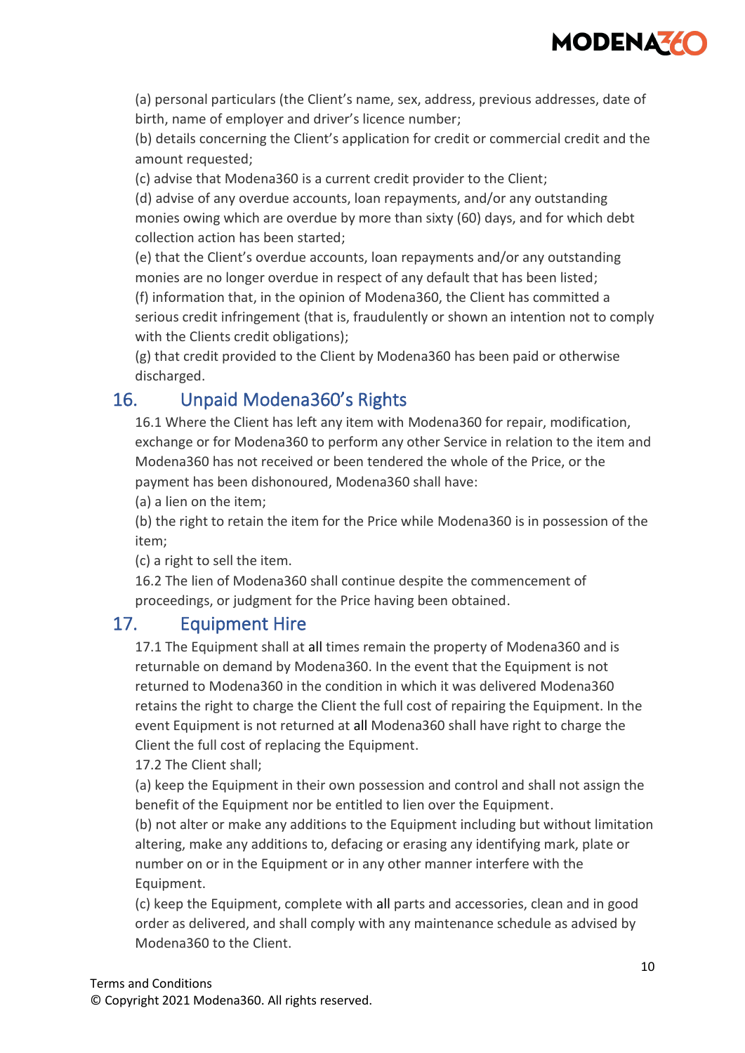(a) personal particulars (the Client's name, sex, address, previous addresses, date of birth, name of employer and driver's licence number;

(b) details concerning the Client's application for credit or commercial credit and the amount requested;

(c) advise that Modena360 is a current credit provider to the Client;

(d) advise of any overdue accounts, loan repayments, and/or any outstanding monies owing which are overdue by more than sixty (60) days, and for which debt collection action has been started;

(e) that the Client's overdue accounts, loan repayments and/or any outstanding monies are no longer overdue in respect of any default that has been listed;

(f) information that, in the opinion of Modena360, the Client has committed a serious credit infringement (that is, fraudulently or shown an intention not to comply with the Clients credit obligations);

(g) that credit provided to the Client by Modena360 has been paid or otherwise discharged.

## 16. Unpaid Modena360's Rights

16.1 Where the Client has left any item with Modena360 for repair, modification, exchange or for Modena360 to perform any other Service in relation to the item and Modena360 has not received or been tendered the whole of the Price, or the payment has been dishonoured, Modena360 shall have:

(a) a lien on the item;

(b) the right to retain the item for the Price while Modena360 is in possession of the item;

(c) a right to sell the item.

16.2 The lien of Modena360 shall continue despite the commencement of proceedings, or judgment for the Price having been obtained.

## 17. Equipment Hire

17.1 The Equipment shall at all times remain the property of Modena360 and is returnable on demand by Modena360. In the event that the Equipment is not returned to Modena360 in the condition in which it was delivered Modena360 retains the right to charge the Client the full cost of repairing the Equipment. In the event Equipment is not returned at all Modena360 shall have right to charge the Client the full cost of replacing the Equipment.

17.2 The Client shall;

(a) keep the Equipment in their own possession and control and shall not assign the benefit of the Equipment nor be entitled to lien over the Equipment.

(b) not alter or make any additions to the Equipment including but without limitation altering, make any additions to, defacing or erasing any identifying mark, plate or number on or in the Equipment or in any other manner interfere with the Equipment.

(c) keep the Equipment, complete with all parts and accessories, clean and in good order as delivered, and shall comply with any maintenance schedule as advised by Modena360 to the Client.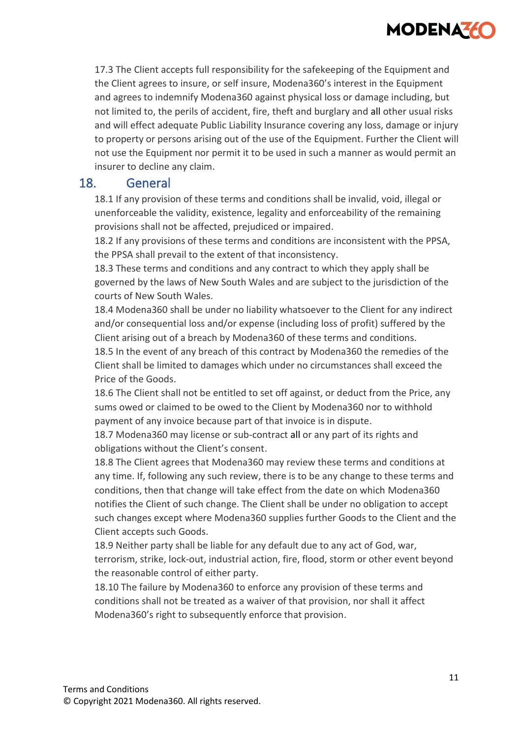17.3 The Client accepts full responsibility for the safekeeping of the Equipment and the Client agrees to insure, or self insure, Modena360's interest in the Equipment and agrees to indemnify Modena360 against physical loss or damage including, but not limited to, the perils of accident, fire, theft and burglary and all other usual risks and will effect adequate Public Liability Insurance covering any loss, damage or injury to property or persons arising out of the use of the Equipment. Further the Client will not use the Equipment nor permit it to be used in such a manner as would permit an insurer to decline any claim.

## 18. General

18.1 If any provision of these terms and conditions shall be invalid, void, illegal or unenforceable the validity, existence, legality and enforceability of the remaining provisions shall not be affected, prejudiced or impaired.

18.2 If any provisions of these terms and conditions are inconsistent with the PPSA, the PPSA shall prevail to the extent of that inconsistency.

18.3 These terms and conditions and any contract to which they apply shall be governed by the laws of New South Wales and are subject to the jurisdiction of the courts of New South Wales.

18.4 Modena360 shall be under no liability whatsoever to the Client for any indirect and/or consequential loss and/or expense (including loss of profit) suffered by the Client arising out of a breach by Modena360 of these terms and conditions.

18.5 In the event of any breach of this contract by Modena360 the remedies of the Client shall be limited to damages which under no circumstances shall exceed the Price of the Goods.

18.6 The Client shall not be entitled to set off against, or deduct from the Price, any sums owed or claimed to be owed to the Client by Modena360 nor to withhold payment of any invoice because part of that invoice is in dispute.

18.7 Modena360 may license or sub-contract all or any part of its rights and obligations without the Client's consent.

18.8 The Client agrees that Modena360 may review these terms and conditions at any time. If, following any such review, there is to be any change to these terms and conditions, then that change will take effect from the date on which Modena360 notifies the Client of such change. The Client shall be under no obligation to accept such changes except where Modena360 supplies further Goods to the Client and the Client accepts such Goods.

18.9 Neither party shall be liable for any default due to any act of God, war, terrorism, strike, lock-out, industrial action, fire, flood, storm or other event beyond the reasonable control of either party.

18.10 The failure by Modena360 to enforce any provision of these terms and conditions shall not be treated as a waiver of that provision, nor shall it affect Modena360's right to subsequently enforce that provision.